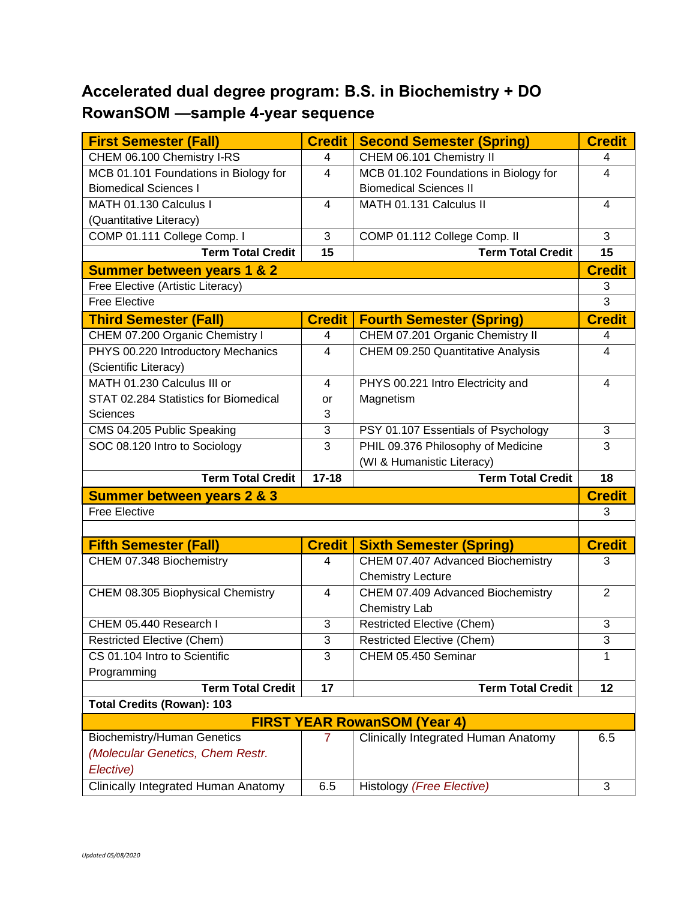# Accelerated dual degree program: B.S. in Biochemistry + DO RowanSOM —sample 4-year sequence

| First Semester (Fall) | Credit | Second Semester (Spring) | Credit |
|---|---|---|---|
| CHEM 06.100 Chemistry I-RS | 4 | CHEM 06.101 Chemistry II | 4 |
| MCB 01.101 Foundations in Biology for Biomedical Sciences I | 4 | MCB 01.102 Foundations in Biology for Biomedical Sciences II | 4 |
| MATH 01.130 Calculus I (Quantitative Literacy) | 4 | MATH 01.131 Calculus II | 4 |
| COMP 01.111 College Comp. I | 3 | COMP 01.112 College Comp. II | 3 |
| **Term Total Credit** | **15** | **Term Total Credit** | **15** |
| **Summer between years 1 & 2** | | | **Credit** |
| Free Elective (Artistic Literacy) | | | 3 |
| Free Elective | | | 3 |
| **Third Semester (Fall)** | **Credit** | **Fourth Semester (Spring)** | **Credit** |
| CHEM 07.200 Organic Chemistry I | 4 | CHEM 07.201 Organic Chemistry II | 4 |
| PHYS 00.220 Introductory Mechanics (Scientific Literacy) | 4 | CHEM 09.250 Quantitative Analysis | 4 |
| MATH 01.230 Calculus III or STAT 02.284 Statistics for Biomedical Sciences | 4 or 3 | PHYS 00.221 Intro Electricity and Magnetism | 4 |
| CMS 04.205 Public Speaking | 3 | PSY 01.107 Essentials of Psychology | 3 |
| SOC 08.120 Intro to Sociology | 3 | PHIL 09.376 Philosophy of Medicine (WI & Humanistic Literacy) | 3 |
| **Term Total Credit** | **17-18** | **Term Total Credit** | **18** |
| **Summer between years 2 & 3** | | | **Credit** |
| Free Elective | | | 3 |
| | | | |
| **Fifth Semester (Fall)** | **Credit** | **Sixth Semester (Spring)** | **Credit** |
| CHEM 07.348 Biochemistry | 4 | CHEM 07.407 Advanced Biochemistry Chemistry Lecture | 3 |
| CHEM 08.305 Biophysical Chemistry | 4 | CHEM 07.409 Advanced Biochemistry Chemistry Lab | 2 |
| CHEM 05.440 Research I | 3 | Restricted Elective (Chem) | 3 |
| Restricted Elective (Chem) | 3 | Restricted Elective (Chem) | 3 |
| CS 01.104 Intro to Scientific Programming | 3 | CHEM 05.450 Seminar | 1 |
| **Term Total Credit** | **17** | **Term Total Credit** | **12** |
| **Total Credits (Rowan): 103** | | | |
| **FIRST YEAR RowanSOM (Year 4)** | | | |
| Biochemistry/Human Genetics *(Molecular Genetics, Chem Restr. Elective)* | 7 | Clinically Integrated Human Anatomy | 6.5 |
| Clinically Integrated Human Anatomy | 6.5 | Histology *(Free Elective)* | 3 |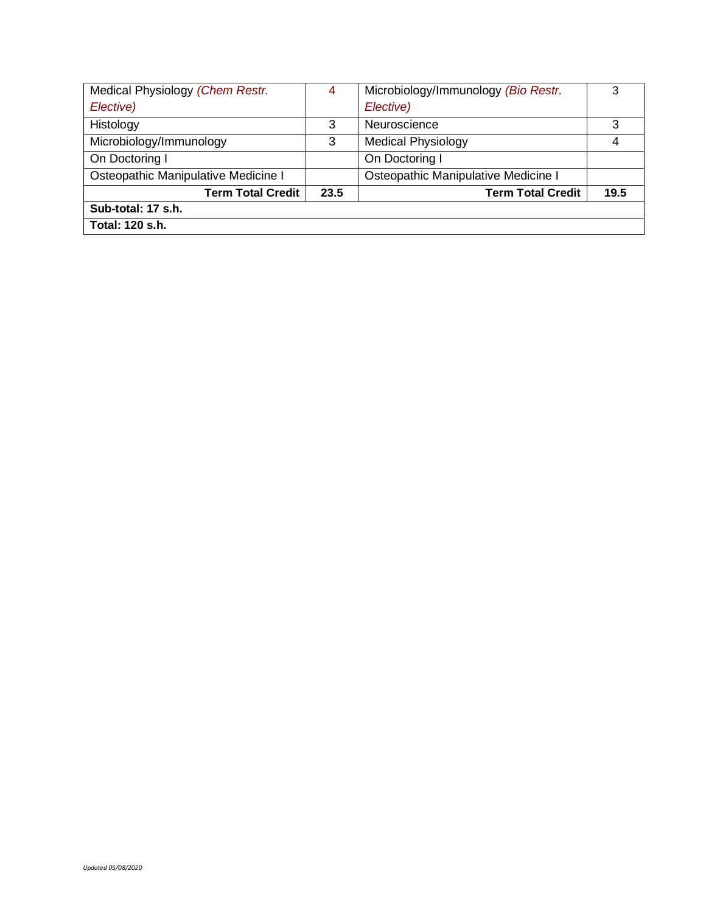| | | | |
|---|---|---|---|
| Medical Physiology *(Chem Restr. Elective)* | 4 | Microbiology/Immunology *(Bio Restr. Elective)* | 3 |
| Histology | 3 | Neuroscience | 3 |
| Microbiology/Immunology | 3 | Medical Physiology | 4 |
| On Doctoring I | | On Doctoring I | |
| Osteopathic Manipulative Medicine I | | Osteopathic Manipulative Medicine I | |
| **Term Total Credit** | **23.5** | **Term Total Credit** | **19.5** |
| **Sub-total: 17 s.h.** | | | |
| **Total: 120 s.h.** | | | |

*Updated 05/08/2020*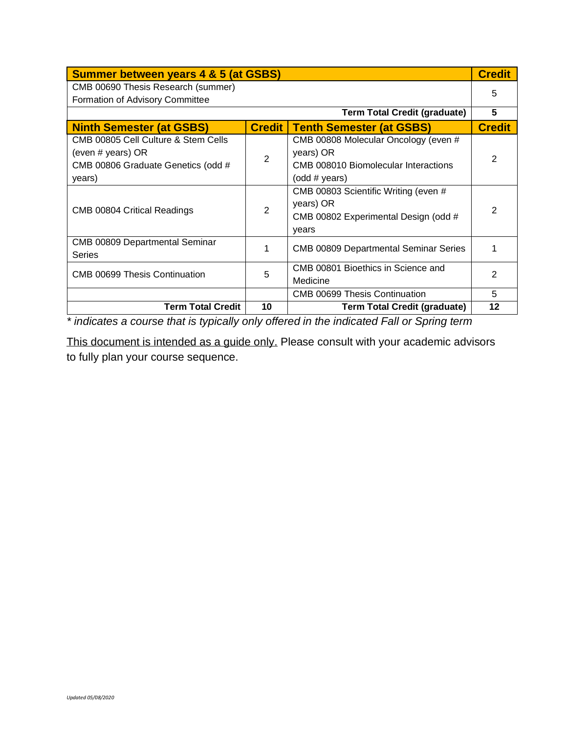| Summer between years 4 & 5 (at GSBS) | Credit |
|---|---|
| CMB 00690 Thesis Research (summer)<br>Formation of Advisory Committee | 5 |
| **Term Total Credit (graduate)** | **5** |

| Ninth Semester (at GSBS) | Credit | Tenth Semester (at GSBS) | Credit |
|---|---|---|---|
| CMB 00805 Cell Culture & Stem Cells (even # years) OR CMB 00806 Graduate Genetics (odd # years) | 2 | CMB 00808 Molecular Oncology (even # years) OR CMB 008010 Biomolecular Interactions (odd # years) | 2 |
| CMB 00804 Critical Readings | 2 | CMB 00803 Scientific Writing (even # years) OR CMB 00802 Experimental Design (odd # years | 2 |
| CMB 00809 Departmental Seminar Series | 1 | CMB 00809 Departmental Seminar Series | 1 |
| CMB 00699 Thesis Continuation | 5 | CMB 00801 Bioethics in Science and Medicine | 2 |
| | | CMB 00699 Thesis Continuation | 5 |
| **Term Total Credit** | **10** | **Term Total Credit (graduate)** | **12** |

*\* indicates a course that is typically only offered in the indicated Fall or Spring term*

<u>This document is intended as a guide only.</u> Please consult with your academic advisors to fully plan your course sequence.

*Updated 05/08/2020*